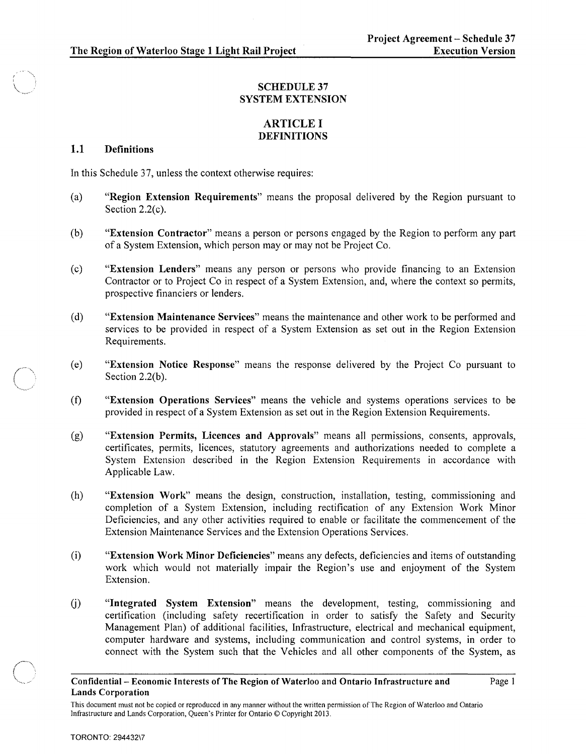# SCHEDULE 37
# SYSTEM EXTENSION

## ARTICLE I
## DEFINITIONS

### 1.1 Definitions

In this Schedule 37, unless the context otherwise requires:

(a) "**Region Extension Requirements**" means the proposal delivered by the Region pursuant to Section 2.2(c).

(b) "**Extension Contractor**" means a person or persons engaged by the Region to perform any part of a System Extension, which person may or may not be Project Co.

(c) "**Extension Lenders**" means any person or persons who provide financing to an Extension Contractor or to Project Co in respect of a System Extension, and, where the context so permits, prospective financiers or lenders.

(d) "**Extension Maintenance Services**" means the maintenance and other work to be performed and services to be provided in respect of a System Extension as set out in the Region Extension Requirements.

(e) "**Extension Notice Response**" means the response delivered by the Project Co pursuant to Section 2.2(b).

(f) "**Extension Operations Services**" means the vehicle and systems operations services to be provided in respect of a System Extension as set out in the Region Extension Requirements.

(g) "**Extension Permits, Licences and Approvals**" means all permissions, consents, approvals, certificates, permits, licences, statutory agreements and authorizations needed to complete a System Extension described in the Region Extension Requirements in accordance with Applicable Law.

(h) "**Extension Work**" means the design, construction, installation, testing, commissioning and completion of a System Extension, including rectification of any Extension Work Minor Deficiencies, and any other activities required to enable or facilitate the commencement of the Extension Maintenance Services and the Extension Operations Services.

(i) "**Extension Work Minor Deficiencies**" means any defects, deficiencies and items of outstanding work which would not materially impair the Region's use and enjoyment of the System Extension.

(j) "**Integrated System Extension**" means the development, testing, commissioning and certification (including safety recertification in order to satisfy the Safety and Security Management Plan) of additional facilities, Infrastructure, electrical and mechanical equipment, computer hardware and systems, including communication and control systems, in order to connect with the System such that the Vehicles and all other components of the System, as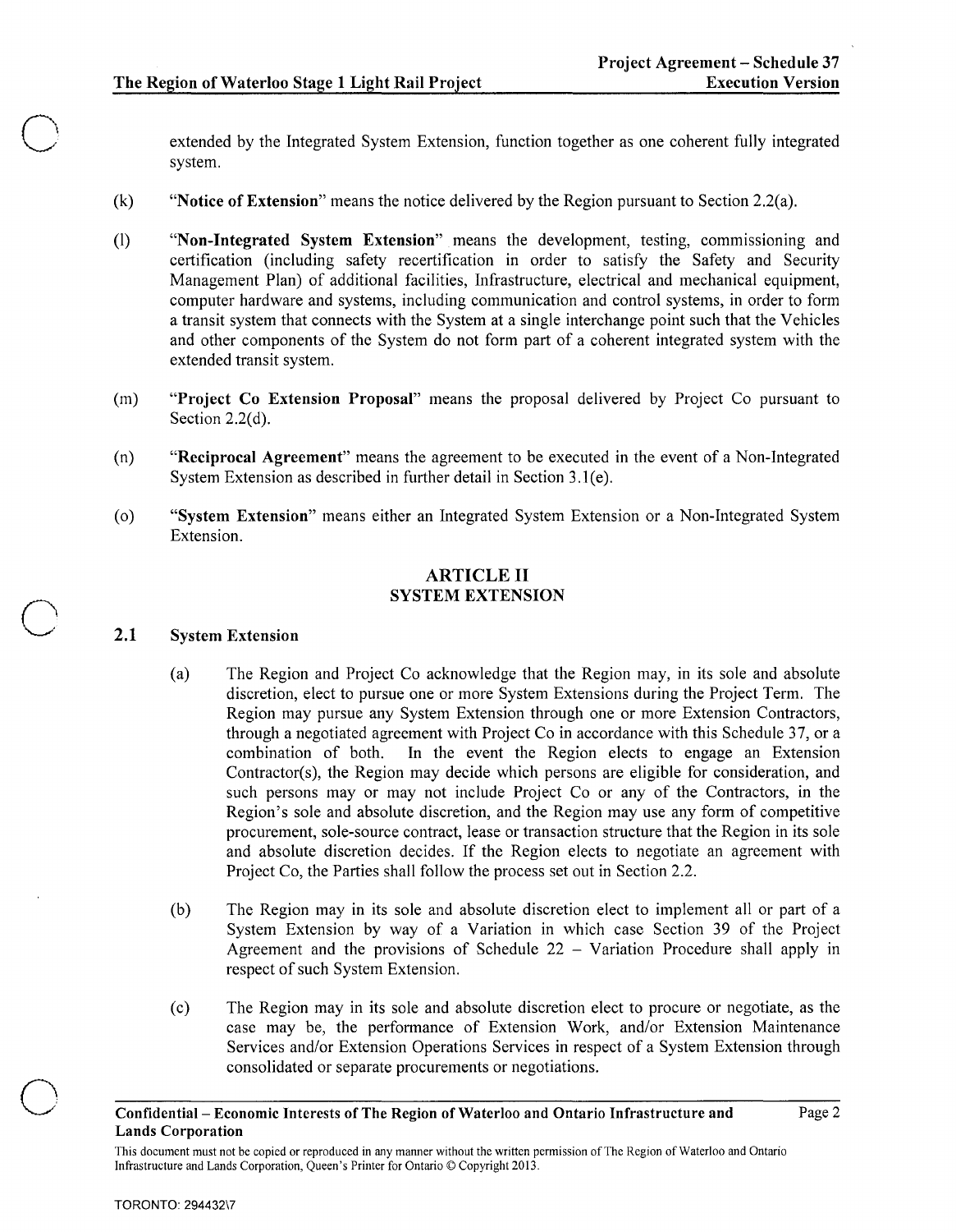extended by the Integrated System Extension, function together as one coherent fully integrated system.

(k) "**Notice of Extension**" means the notice delivered by the Region pursuant to Section 2.2(a).

(l) "**Non-Integrated System Extension**" means the development, testing, commissioning and certification (including safety recertification in order to satisfy the Safety and Security Management Plan) of additional facilities, Infrastructure, electrical and mechanical equipment, computer hardware and systems, including communication and control systems, in order to form a transit system that connects with the System at a single interchange point such that the Vehicles and other components of the System do not form part of a coherent integrated system with the extended transit system.

(m) "**Project Co Extension Proposal**" means the proposal delivered by Project Co pursuant to Section 2.2(d).

(n) "**Reciprocal Agreement**" means the agreement to be executed in the event of a Non-Integrated System Extension as described in further detail in Section 3.1(e).

(o) "**System Extension**" means either an Integrated System Extension or a Non-Integrated System Extension.

## ARTICLE II
## SYSTEM EXTENSION

### 2.1 System Extension

(a) The Region and Project Co acknowledge that the Region may, in its sole and absolute discretion, elect to pursue one or more System Extensions during the Project Term. The Region may pursue any System Extension through one or more Extension Contractors, through a negotiated agreement with Project Co in accordance with this Schedule 37, or a combination of both. In the event the Region elects to engage an Extension Contractor(s), the Region may decide which persons are eligible for consideration, and such persons may or may not include Project Co or any of the Contractors, in the Region's sole and absolute discretion, and the Region may use any form of competitive procurement, sole-source contract, lease or transaction structure that the Region in its sole and absolute discretion decides. If the Region elects to negotiate an agreement with Project Co, the Parties shall follow the process set out in Section 2.2.

(b) The Region may in its sole and absolute discretion elect to implement all or part of a System Extension by way of a Variation in which case Section 39 of the Project Agreement and the provisions of Schedule 22 – Variation Procedure shall apply in respect of such System Extension.

(c) The Region may in its sole and absolute discretion elect to procure or negotiate, as the case may be, the performance of Extension Work, and/or Extension Maintenance Services and/or Extension Operations Services in respect of a System Extension through consolidated or separate procurements or negotiations.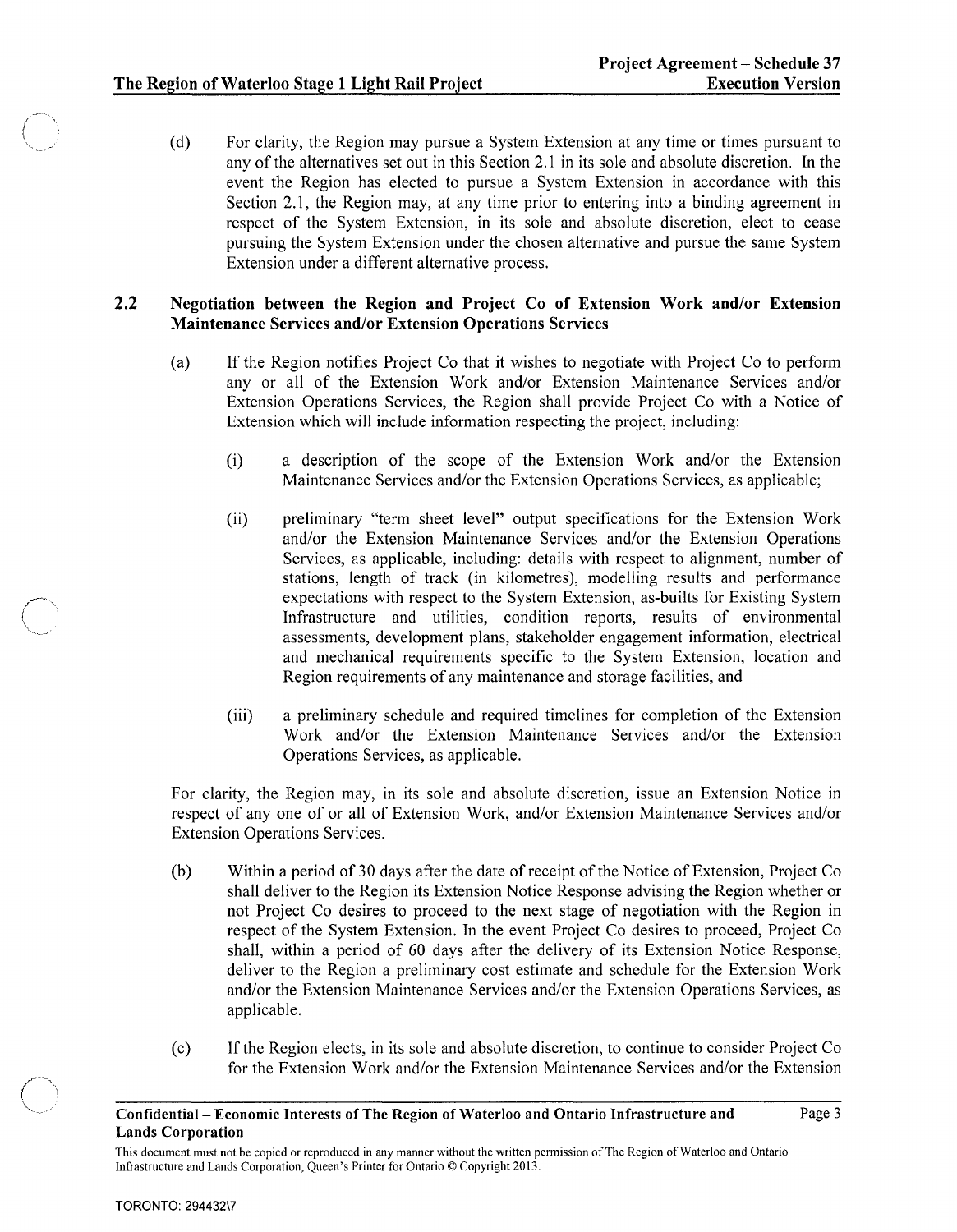(d) For clarity, the Region may pursue a System Extension at any time or times pursuant to any of the alternatives set out in this Section 2.1 in its sole and absolute discretion. In the event the Region has elected to pursue a System Extension in accordance with this Section 2.1, the Region may, at any time prior to entering into a binding agreement in respect of the System Extension, in its sole and absolute discretion, elect to cease pursuing the System Extension under the chosen alternative and pursue the same System Extension under a different alternative process.

## 2.2 Negotiation between the Region and Project Co of Extension Work and/or Extension Maintenance Services and/or Extension Operations Services

(a) If the Region notifies Project Co that it wishes to negotiate with Project Co to perform any or all of the Extension Work and/or Extension Maintenance Services and/or Extension Operations Services, the Region shall provide Project Co with a Notice of Extension which will include information respecting the project, including:

(i) a description of the scope of the Extension Work and/or the Extension Maintenance Services and/or the Extension Operations Services, as applicable;

(ii) preliminary "term sheet level" output specifications for the Extension Work and/or the Extension Maintenance Services and/or the Extension Operations Services, as applicable, including: details with respect to alignment, number of stations, length of track (in kilometres), modelling results and performance expectations with respect to the System Extension, as-builts for Existing System Infrastructure and utilities, condition reports, results of environmental assessments, development plans, stakeholder engagement information, electrical and mechanical requirements specific to the System Extension, location and Region requirements of any maintenance and storage facilities, and

(iii) a preliminary schedule and required timelines for completion of the Extension Work and/or the Extension Maintenance Services and/or the Extension Operations Services, as applicable.

For clarity, the Region may, in its sole and absolute discretion, issue an Extension Notice in respect of any one of or all of Extension Work, and/or Extension Maintenance Services and/or Extension Operations Services.

(b) Within a period of 30 days after the date of receipt of the Notice of Extension, Project Co shall deliver to the Region its Extension Notice Response advising the Region whether or not Project Co desires to proceed to the next stage of negotiation with the Region in respect of the System Extension. In the event Project Co desires to proceed, Project Co shall, within a period of 60 days after the delivery of its Extension Notice Response, deliver to the Region a preliminary cost estimate and schedule for the Extension Work and/or the Extension Maintenance Services and/or the Extension Operations Services, as applicable.

(c) If the Region elects, in its sole and absolute discretion, to continue to consider Project Co for the Extension Work and/or the Extension Maintenance Services and/or the Extension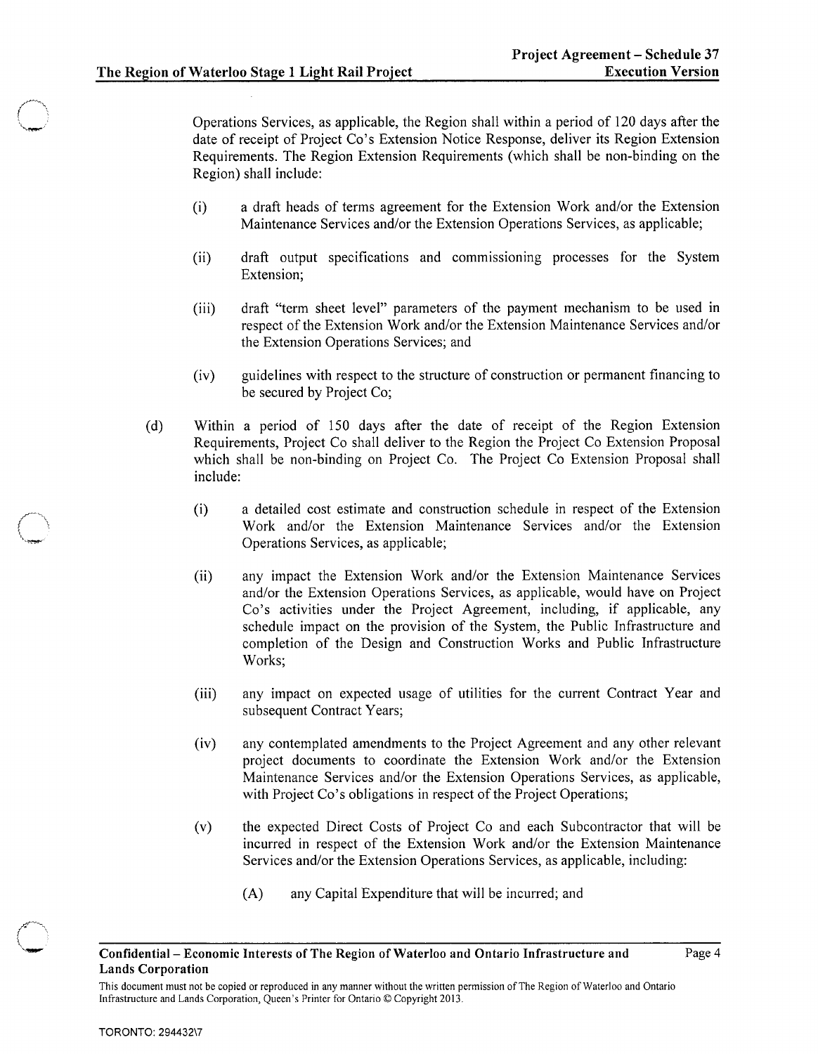Operations Services, as applicable, the Region shall within a period of 120 days after the date of receipt of Project Co's Extension Notice Response, deliver its Region Extension Requirements. The Region Extension Requirements (which shall be non-binding on the Region) shall include:

(i) a draft heads of terms agreement for the Extension Work and/or the Extension Maintenance Services and/or the Extension Operations Services, as applicable;

(ii) draft output specifications and commissioning processes for the System Extension;

(iii) draft "term sheet level" parameters of the payment mechanism to be used in respect of the Extension Work and/or the Extension Maintenance Services and/or the Extension Operations Services; and

(iv) guidelines with respect to the structure of construction or permanent financing to be secured by Project Co;

(d) Within a period of 150 days after the date of receipt of the Region Extension Requirements, Project Co shall deliver to the Region the Project Co Extension Proposal which shall be non-binding on Project Co. The Project Co Extension Proposal shall include:

(i) a detailed cost estimate and construction schedule in respect of the Extension Work and/or the Extension Maintenance Services and/or the Extension Operations Services, as applicable;

(ii) any impact the Extension Work and/or the Extension Maintenance Services and/or the Extension Operations Services, as applicable, would have on Project Co's activities under the Project Agreement, including, if applicable, any schedule impact on the provision of the System, the Public Infrastructure and completion of the Design and Construction Works and Public Infrastructure Works;

(iii) any impact on expected usage of utilities for the current Contract Year and subsequent Contract Years;

(iv) any contemplated amendments to the Project Agreement and any other relevant project documents to coordinate the Extension Work and/or the Extension Maintenance Services and/or the Extension Operations Services, as applicable, with Project Co's obligations in respect of the Project Operations;

(v) the expected Direct Costs of Project Co and each Subcontractor that will be incurred in respect of the Extension Work and/or the Extension Maintenance Services and/or the Extension Operations Services, as applicable, including:

(A) any Capital Expenditure that will be incurred; and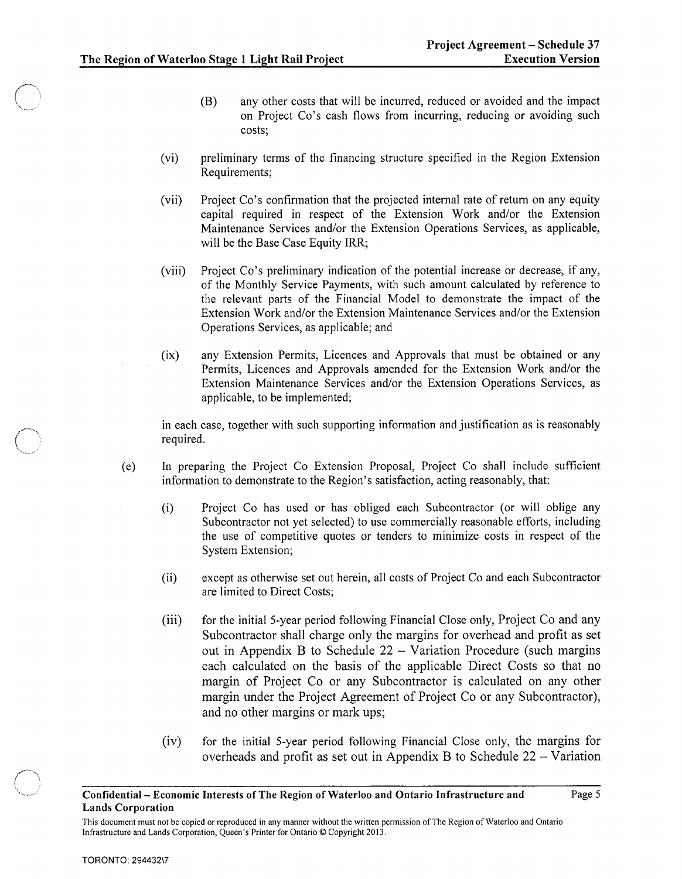(B) any other costs that will be incurred, reduced or avoided and the impact on Project Co's cash flows from incurring, reducing or avoiding such costs;

(vi) preliminary terms of the financing structure specified in the Region Extension Requirements;

(vii) Project Co's confirmation that the projected internal rate of return on any equity capital required in respect of the Extension Work and/or the Extension Maintenance Services and/or the Extension Operations Services, as applicable, will be the Base Case Equity IRR;

(viii) Project Co's preliminary indication of the potential increase or decrease, if any, of the Monthly Service Payments, with such amount calculated by reference to the relevant parts of the Financial Model to demonstrate the impact of the Extension Work and/or the Extension Maintenance Services and/or the Extension Operations Services, as applicable; and

(ix) any Extension Permits, Licences and Approvals that must be obtained or any Permits, Licences and Approvals amended for the Extension Work and/or the Extension Maintenance Services and/or the Extension Operations Services, as applicable, to be implemented;

in each case, together with such supporting information and justification as is reasonably required.

(e) In preparing the Project Co Extension Proposal, Project Co shall include sufficient information to demonstrate to the Region's satisfaction, acting reasonably, that:

(i) Project Co has used or has obliged each Subcontractor (or will oblige any Subcontractor not yet selected) to use commercially reasonable efforts, including the use of competitive quotes or tenders to minimize costs in respect of the System Extension;

(ii) except as otherwise set out herein, all costs of Project Co and each Subcontractor are limited to Direct Costs;

(iii) for the initial 5-year period following Financial Close only, Project Co and any Subcontractor shall charge only the margins for overhead and profit as set out in Appendix B to Schedule 22 – Variation Procedure (such margins each calculated on the basis of the applicable Direct Costs so that no margin of Project Co or any Subcontractor is calculated on any other margin under the Project Agreement of Project Co or any Subcontractor), and no other margins or mark ups;

(iv) for the initial 5-year period following Financial Close only, the margins for overheads and profit as set out in Appendix B to Schedule 22 – Variation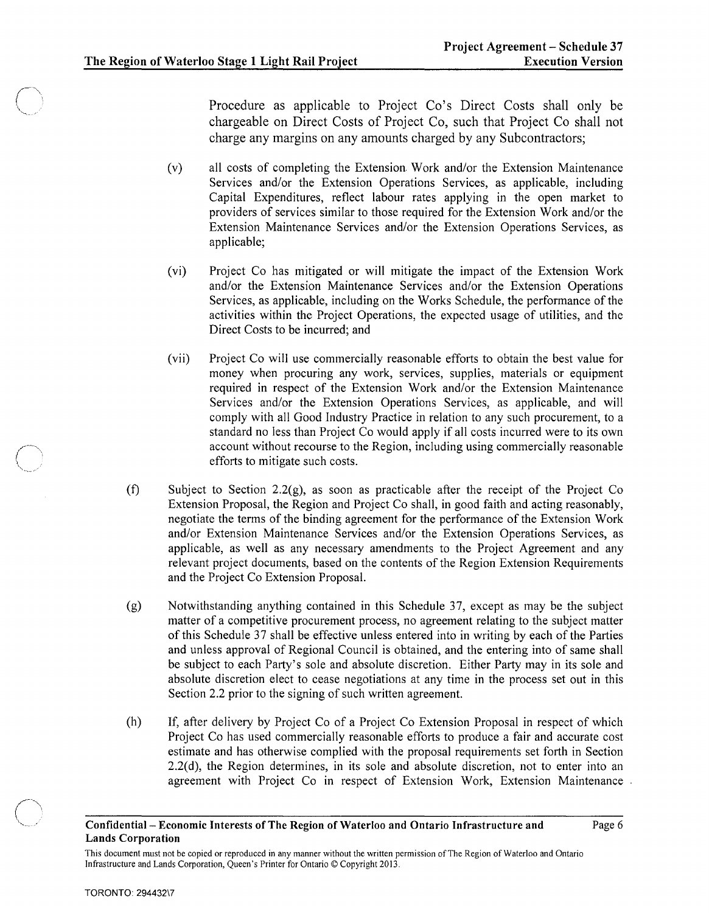Procedure as applicable to Project Co's Direct Costs shall only be chargeable on Direct Costs of Project Co, such that Project Co shall not charge any margins on any amounts charged by any Subcontractors;

(v) all costs of completing the Extension Work and/or the Extension Maintenance Services and/or the Extension Operations Services, as applicable, including Capital Expenditures, reflect labour rates applying in the open market to providers of services similar to those required for the Extension Work and/or the Extension Maintenance Services and/or the Extension Operations Services, as applicable;

(vi) Project Co has mitigated or will mitigate the impact of the Extension Work and/or the Extension Maintenance Services and/or the Extension Operations Services, as applicable, including on the Works Schedule, the performance of the activities within the Project Operations, the expected usage of utilities, and the Direct Costs to be incurred; and

(vii) Project Co will use commercially reasonable efforts to obtain the best value for money when procuring any work, services, supplies, materials or equipment required in respect of the Extension Work and/or the Extension Maintenance Services and/or the Extension Operations Services, as applicable, and will comply with all Good Industry Practice in relation to any such procurement, to a standard no less than Project Co would apply if all costs incurred were to its own account without recourse to the Region, including using commercially reasonable efforts to mitigate such costs.

(f) Subject to Section 2.2(g), as soon as practicable after the receipt of the Project Co Extension Proposal, the Region and Project Co shall, in good faith and acting reasonably, negotiate the terms of the binding agreement for the performance of the Extension Work and/or Extension Maintenance Services and/or the Extension Operations Services, as applicable, as well as any necessary amendments to the Project Agreement and any relevant project documents, based on the contents of the Region Extension Requirements and the Project Co Extension Proposal.

(g) Notwithstanding anything contained in this Schedule 37, except as may be the subject matter of a competitive procurement process, no agreement relating to the subject matter of this Schedule 37 shall be effective unless entered into in writing by each of the Parties and unless approval of Regional Council is obtained, and the entering into of same shall be subject to each Party's sole and absolute discretion. Either Party may in its sole and absolute discretion elect to cease negotiations at any time in the process set out in this Section 2.2 prior to the signing of such written agreement.

(h) If, after delivery by Project Co of a Project Co Extension Proposal in respect of which Project Co has used commercially reasonable efforts to produce a fair and accurate cost estimate and has otherwise complied with the proposal requirements set forth in Section 2.2(d), the Region determines, in its sole and absolute discretion, not to enter into an agreement with Project Co in respect of Extension Work, Extension Maintenance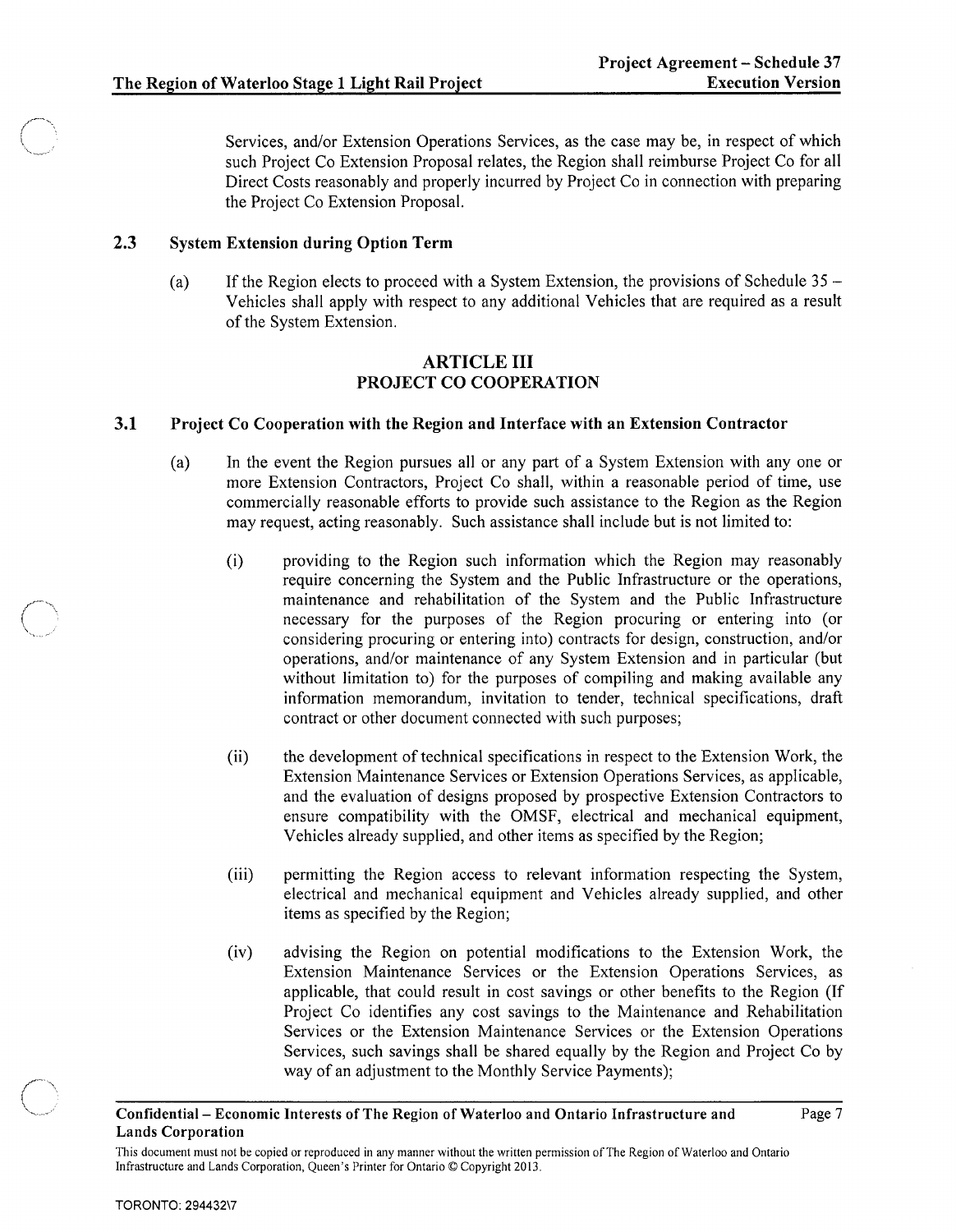Services, and/or Extension Operations Services, as the case may be, in respect of which such Project Co Extension Proposal relates, the Region shall reimburse Project Co for all Direct Costs reasonably and properly incurred by Project Co in connection with preparing the Project Co Extension Proposal.

### 2.3 System Extension during Option Term

(a) If the Region elects to proceed with a System Extension, the provisions of Schedule 35 – Vehicles shall apply with respect to any additional Vehicles that are required as a result of the System Extension.

## ARTICLE III
## PROJECT CO COOPERATION

### 3.1 Project Co Cooperation with the Region and Interface with an Extension Contractor

(a) In the event the Region pursues all or any part of a System Extension with any one or more Extension Contractors, Project Co shall, within a reasonable period of time, use commercially reasonable efforts to provide such assistance to the Region as the Region may request, acting reasonably. Such assistance shall include but is not limited to:

(i) providing to the Region such information which the Region may reasonably require concerning the System and the Public Infrastructure or the operations, maintenance and rehabilitation of the System and the Public Infrastructure necessary for the purposes of the Region procuring or entering into (or considering procuring or entering into) contracts for design, construction, and/or operations, and/or maintenance of any System Extension and in particular (but without limitation to) for the purposes of compiling and making available any information memorandum, invitation to tender, technical specifications, draft contract or other document connected with such purposes;

(ii) the development of technical specifications in respect to the Extension Work, the Extension Maintenance Services or Extension Operations Services, as applicable, and the evaluation of designs proposed by prospective Extension Contractors to ensure compatibility with the OMSF, electrical and mechanical equipment, Vehicles already supplied, and other items as specified by the Region;

(iii) permitting the Region access to relevant information respecting the System, electrical and mechanical equipment and Vehicles already supplied, and other items as specified by the Region;

(iv) advising the Region on potential modifications to the Extension Work, the Extension Maintenance Services or the Extension Operations Services, as applicable, that could result in cost savings or other benefits to the Region (If Project Co identifies any cost savings to the Maintenance and Rehabilitation Services or the Extension Maintenance Services or the Extension Operations Services, such savings shall be shared equally by the Region and Project Co by way of an adjustment to the Monthly Service Payments);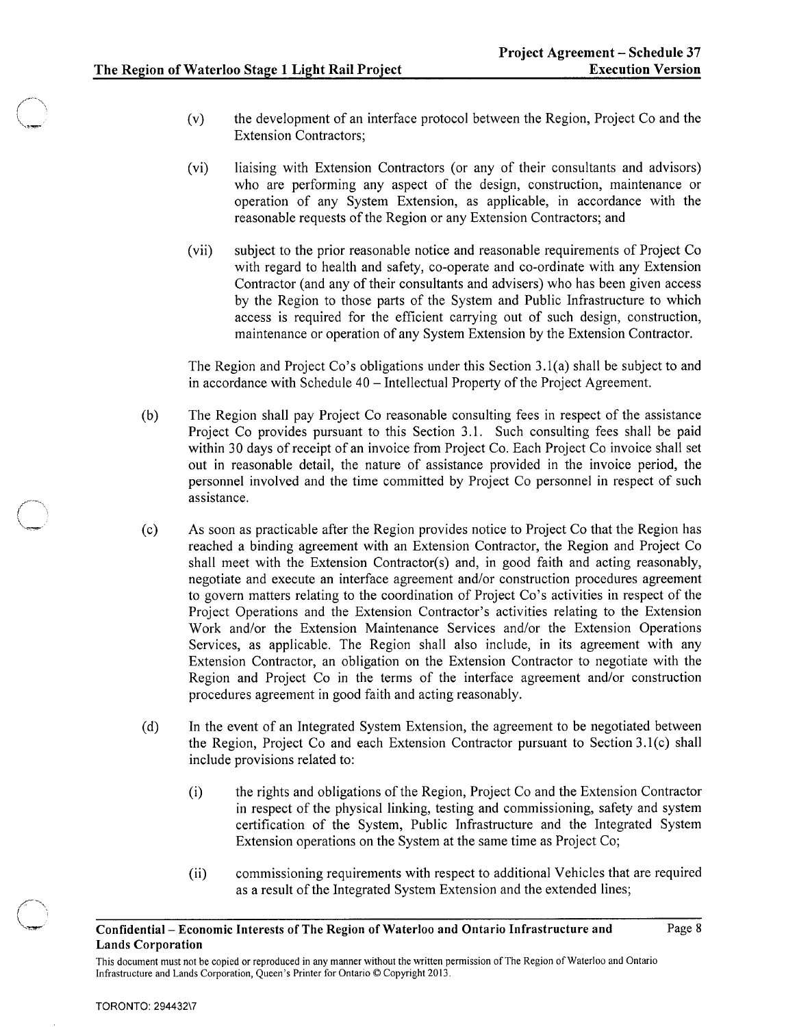(v) the development of an interface protocol between the Region, Project Co and the Extension Contractors;

(vi) liaising with Extension Contractors (or any of their consultants and advisors) who are performing any aspect of the design, construction, maintenance or operation of any System Extension, as applicable, in accordance with the reasonable requests of the Region or any Extension Contractors; and

(vii) subject to the prior reasonable notice and reasonable requirements of Project Co with regard to health and safety, co-operate and co-ordinate with any Extension Contractor (and any of their consultants and advisers) who has been given access by the Region to those parts of the System and Public Infrastructure to which access is required for the efficient carrying out of such design, construction, maintenance or operation of any System Extension by the Extension Contractor.

The Region and Project Co's obligations under this Section 3.1(a) shall be subject to and in accordance with Schedule 40 – Intellectual Property of the Project Agreement.

(b) The Region shall pay Project Co reasonable consulting fees in respect of the assistance Project Co provides pursuant to this Section 3.1. Such consulting fees shall be paid within 30 days of receipt of an invoice from Project Co. Each Project Co invoice shall set out in reasonable detail, the nature of assistance provided in the invoice period, the personnel involved and the time committed by Project Co personnel in respect of such assistance.

(c) As soon as practicable after the Region provides notice to Project Co that the Region has reached a binding agreement with an Extension Contractor, the Region and Project Co shall meet with the Extension Contractor(s) and, in good faith and acting reasonably, negotiate and execute an interface agreement and/or construction procedures agreement to govern matters relating to the coordination of Project Co's activities in respect of the Project Operations and the Extension Contractor's activities relating to the Extension Work and/or the Extension Maintenance Services and/or the Extension Operations Services, as applicable. The Region shall also include, in its agreement with any Extension Contractor, an obligation on the Extension Contractor to negotiate with the Region and Project Co in the terms of the interface agreement and/or construction procedures agreement in good faith and acting reasonably.

(d) In the event of an Integrated System Extension, the agreement to be negotiated between the Region, Project Co and each Extension Contractor pursuant to Section 3.1(c) shall include provisions related to:

(i) the rights and obligations of the Region, Project Co and the Extension Contractor in respect of the physical linking, testing and commissioning, safety and system certification of the System, Public Infrastructure and the Integrated System Extension operations on the System at the same time as Project Co;

(ii) commissioning requirements with respect to additional Vehicles that are required as a result of the Integrated System Extension and the extended lines;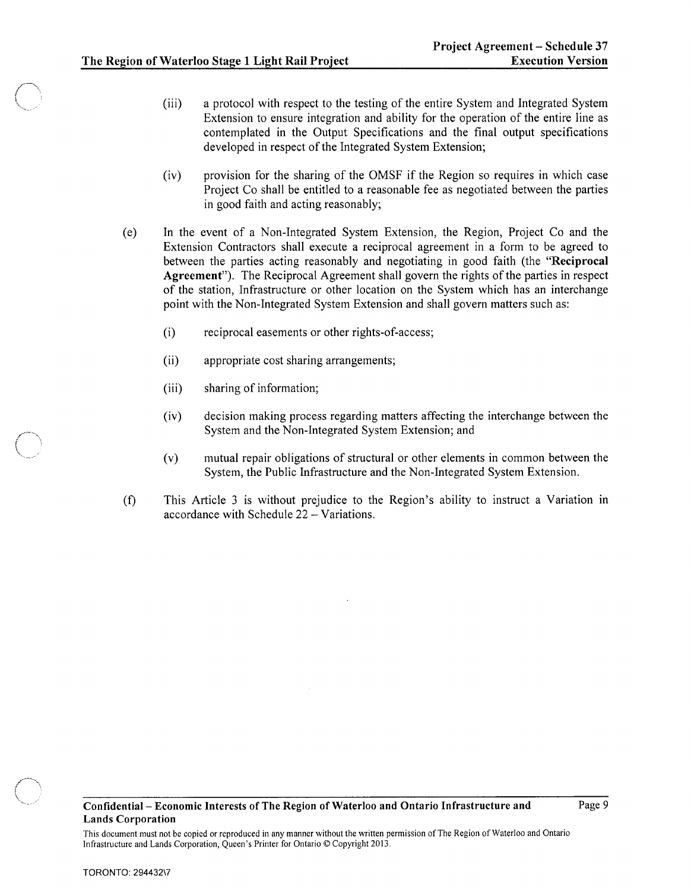(iii) a protocol with respect to the testing of the entire System and Integrated System Extension to ensure integration and ability for the operation of the entire line as contemplated in the Output Specifications and the final output specifications developed in respect of the Integrated System Extension;

(iv) provision for the sharing of the OMSF if the Region so requires in which case Project Co shall be entitled to a reasonable fee as negotiated between the parties in good faith and acting reasonably;

(e) In the event of a Non-Integrated System Extension, the Region, Project Co and the Extension Contractors shall execute a reciprocal agreement in a form to be agreed to between the parties acting reasonably and negotiating in good faith (the "**Reciprocal Agreement**"). The Reciprocal Agreement shall govern the rights of the parties in respect of the station, Infrastructure or other location on the System which has an interchange point with the Non-Integrated System Extension and shall govern matters such as:

(i) reciprocal easements or other rights-of-access;

(ii) appropriate cost sharing arrangements;

(iii) sharing of information;

(iv) decision making process regarding matters affecting the interchange between the System and the Non-Integrated System Extension; and

(v) mutual repair obligations of structural or other elements in common between the System, the Public Infrastructure and the Non-Integrated System Extension.

(f) This Article 3 is without prejudice to the Region's ability to instruct a Variation in accordance with Schedule 22 – Variations.